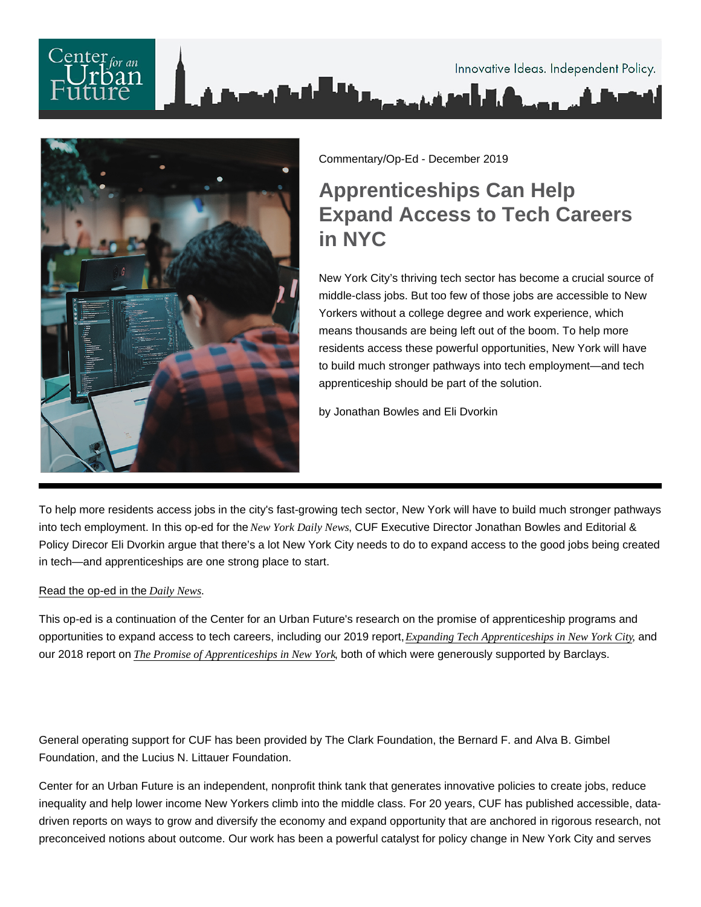Commentary/Op-Ed - December 2019

# Apprenticeships Can Help Expand Access to Tech Careers in NYC

New York City's thriving tech sector has become a crucial source of middle-class jobs. But too few of those jobs are accessible to New Yorkers without a college degree and work experience, which means thousands are being left out of the boom. To help more residents access these powerful opportunities, New York will have to build much stronger pathways into tech employment—and tech apprenticeship should be part of the solution.

by Jonathan Bowles and Eli Dvorkin

---

To help more residents access jobs in the city's fast-growing tech sector, New York will have to build much stronger pathways into tech employment. In this op-ed for the *New York Daily News*, CUF Executive Director Jonathan Bowles and Editorial & Policy Direcor Eli Dvorkin argue that there's a lot New York City needs to do to expand access to the good jobs being created in tech—and apprenticeships are one strong place to start.

Read the op-ed in the *Daily News*.

This op-ed is a continuation of the Center for an Urban Future's research on the promise of apprenticeship programs and opportunities to expand access to tech careers, including our 2019 report, *Expanding Tech Apprenticeships in New York City*, and our 2018 report on *The Promise of Apprenticeships in New York*, both of which were generously supported by Barclays.

General operating support for CUF has been provided by The Clark Foundation, the Bernard F. and Alva B. Gimbel Foundation, and the Lucius N. Littauer Foundation.

Center for an Urban Future is an independent, nonprofit think tank that generates innovative policies to create jobs, reduce inequality and help lower income New Yorkers climb into the middle class. For 20 years, CUF has published accessible, data-driven reports on ways to grow and diversify the economy and expand opportunity that are anchored in rigorous research, not preconceived notions about outcome. Our work has been a powerful catalyst for policy change in New York City and serves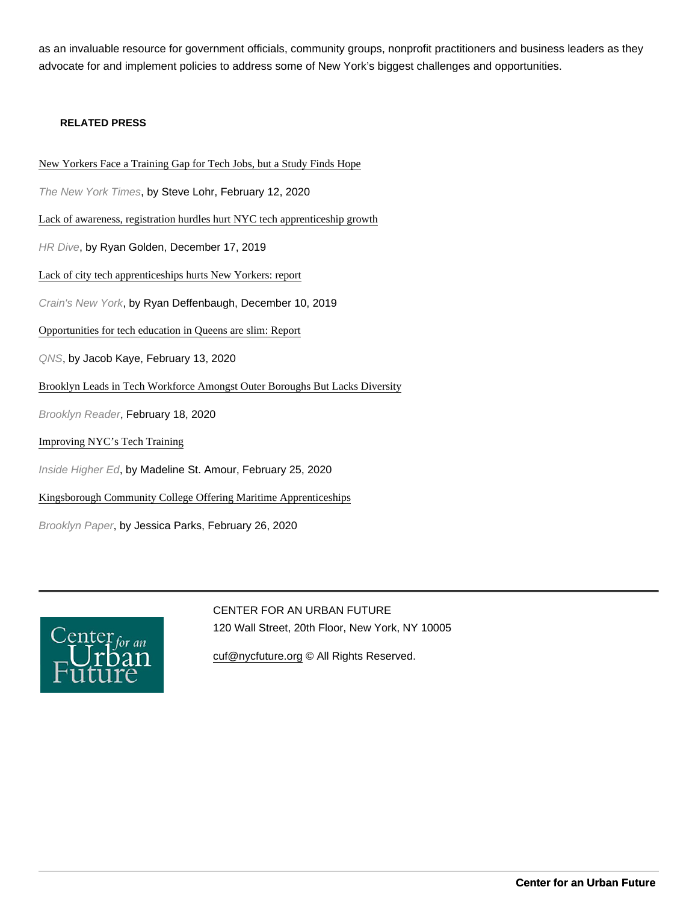as an invaluable resource for government officials, community groups, nonprofit practitioners and business leaders as they advocate for and implement policies to address some of New York's biggest challenges and opportunities.

**RELATED PRESS**

New Yorkers Face a Training Gap for Tech Jobs, but a Study Finds Hope

*The New York Times*, by Steve Lohr, February 12, 2020

Lack of awareness, registration hurdles hurt NYC tech apprenticeship growth

*HR Dive*, by Ryan Golden, December 17, 2019

Lack of city tech apprenticeships hurts New Yorkers: report

*Crain's New York*, by Ryan Deffenbaugh, December 10, 2019

Opportunities for tech education in Queens are slim: Report

*QNS*, by Jacob Kaye, February 13, 2020

Brooklyn Leads in Tech Workforce Amongst Outer Boroughs But Lacks Diversity

*Brooklyn Reader*, February 18, 2020

Improving NYC's Tech Training

*Inside Higher Ed*, by Madeline St. Amour, February 25, 2020

Kingsborough Community College Offering Maritime Apprenticeships

*Brooklyn Paper*, by Jessica Parks, February 26, 2020

---

CENTER FOR AN URBAN FUTURE
120 Wall Street, 20th Floor, New York, NY 10005

cuf@nycfuture.org © All Rights Reserved.